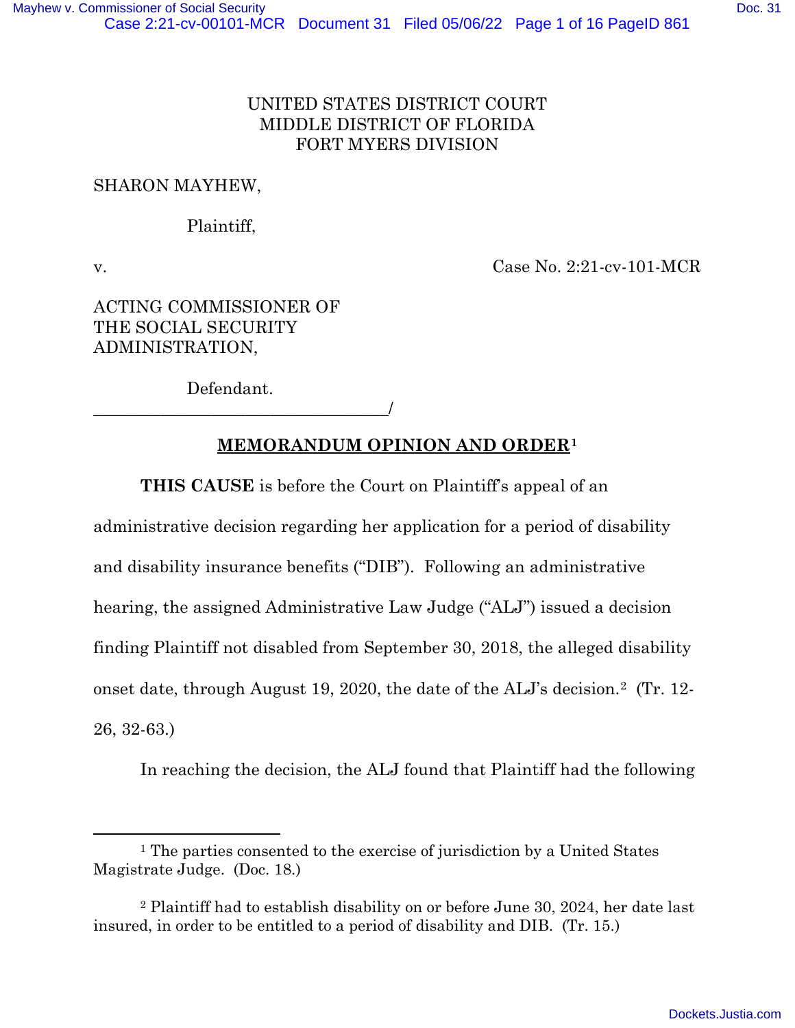UNITED STATES DISTRICT COURT
MIDDLE DISTRICT OF FLORIDA
FORT MYERS DIVISION

SHARON MAYHEW,

Plaintiff,

v. Case No. 2:21-cv-101-MCR

ACTING COMMISSIONER OF
THE SOCIAL SECURITY
ADMINISTRATION,

Defendant.
___________________________________/

## MEMORANDUM OPINION AND ORDER[1]

**THIS CAUSE** is before the Court on Plaintiff's appeal of an administrative decision regarding her application for a period of disability and disability insurance benefits ("DIB"). Following an administrative hearing, the assigned Administrative Law Judge ("ALJ") issued a decision finding Plaintiff not disabled from September 30, 2018, the alleged disability onset date, through August 19, 2020, the date of the ALJ's decision.[2] (Tr. 12-26, 32-63.)

In reaching the decision, the ALJ found that Plaintiff had the following

---

[1] The parties consented to the exercise of jurisdiction by a United States Magistrate Judge. (Doc. 18.)

[2] Plaintiff had to establish disability on or before June 30, 2024, her date last insured, in order to be entitled to a period of disability and DIB. (Tr. 15.)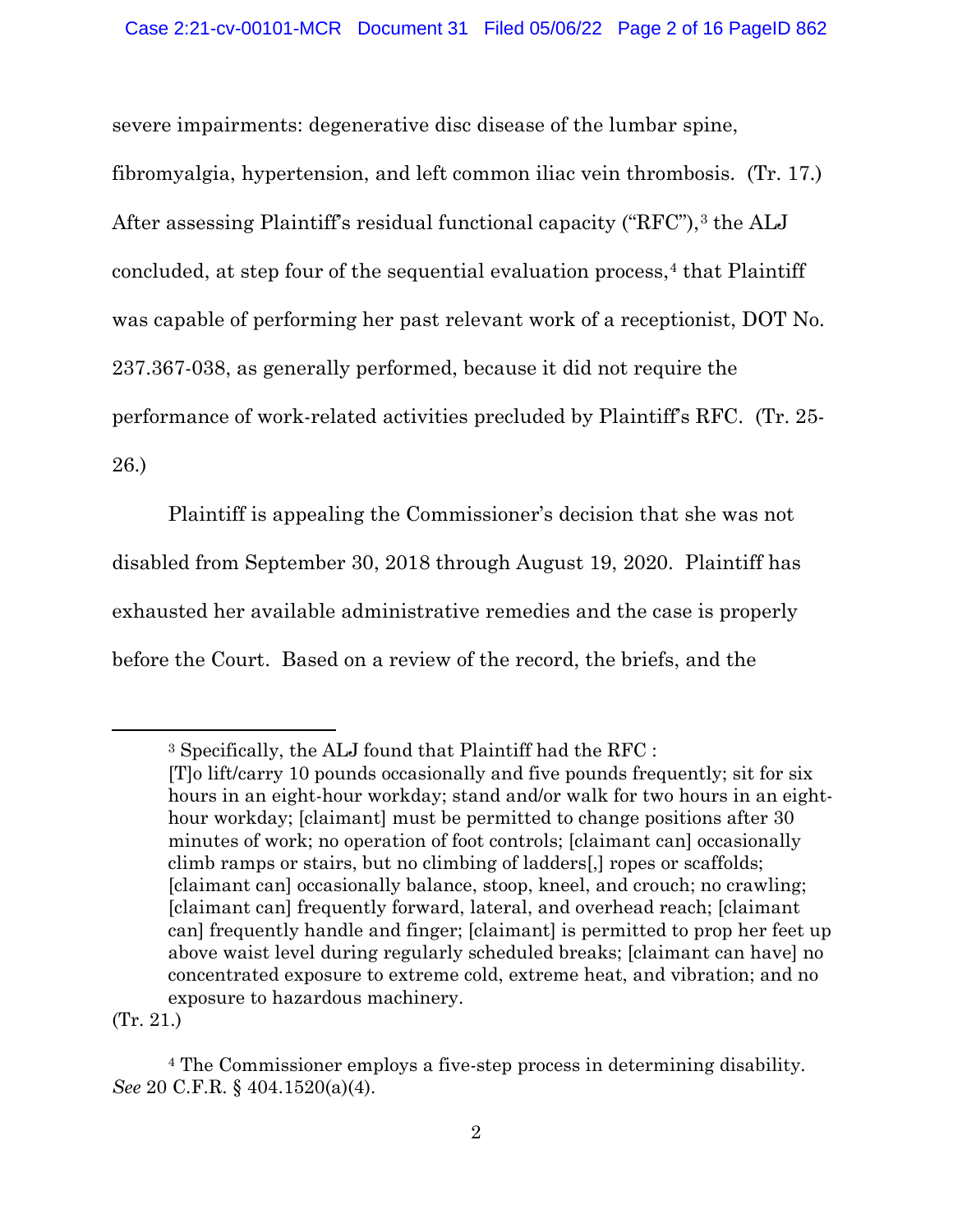severe impairments: degenerative disc disease of the lumbar spine, fibromyalgia, hypertension, and left common iliac vein thrombosis. (Tr. 17.) After assessing Plaintiff's residual functional capacity ("RFC"),[3] the ALJ concluded, at step four of the sequential evaluation process,[4] that Plaintiff was capable of performing her past relevant work of a receptionist, DOT No. 237.367-038, as generally performed, because it did not require the performance of work-related activities precluded by Plaintiff's RFC. (Tr. 25-26.)

Plaintiff is appealing the Commissioner's decision that she was not disabled from September 30, 2018 through August 19, 2020. Plaintiff has exhausted her available administrative remedies and the case is properly before the Court. Based on a review of the record, the briefs, and the

---

[3] Specifically, the ALJ found that Plaintiff had the RFC :

> [T]o lift/carry 10 pounds occasionally and five pounds frequently; sit for six hours in an eight-hour workday; stand and/or walk for two hours in an eight-hour workday; [claimant] must be permitted to change positions after 30 minutes of work; no operation of foot controls; [claimant can] occasionally climb ramps or stairs, but no climbing of ladders[,] ropes or scaffolds; [claimant can] occasionally balance, stoop, kneel, and crouch; no crawling; [claimant can] frequently forward, lateral, and overhead reach; [claimant can] frequently handle and finger; [claimant] is permitted to prop her feet up above waist level during regularly scheduled breaks; [claimant can have] no concentrated exposure to extreme cold, extreme heat, and vibration; and no exposure to hazardous machinery.

(Tr. 21.)

[4] The Commissioner employs a five-step process in determining disability. *See* 20 C.F.R. § 404.1520(a)(4).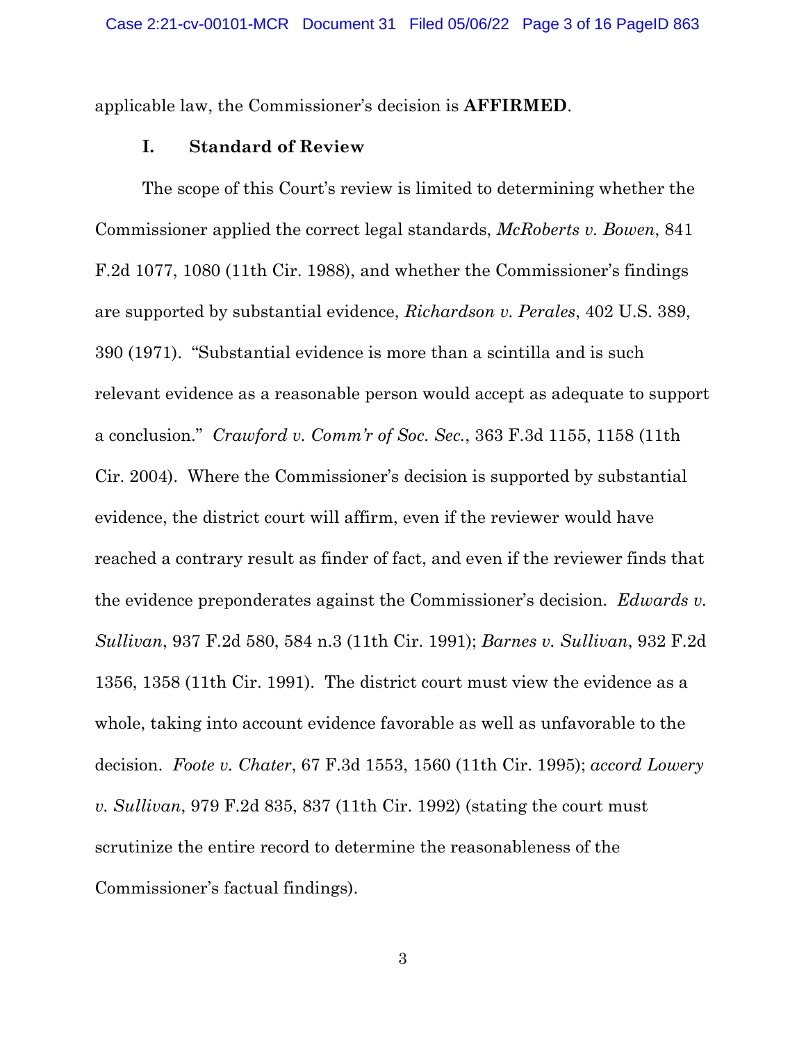applicable law, the Commissioner's decision is **AFFIRMED**.

## I. Standard of Review

The scope of this Court's review is limited to determining whether the Commissioner applied the correct legal standards, *McRoberts v. Bowen*, 841 F.2d 1077, 1080 (11th Cir. 1988), and whether the Commissioner's findings are supported by substantial evidence, *Richardson v. Perales*, 402 U.S. 389, 390 (1971). "Substantial evidence is more than a scintilla and is such relevant evidence as a reasonable person would accept as adequate to support a conclusion." *Crawford v. Comm'r of Soc. Sec.*, 363 F.3d 1155, 1158 (11th Cir. 2004). Where the Commissioner's decision is supported by substantial evidence, the district court will affirm, even if the reviewer would have reached a contrary result as finder of fact, and even if the reviewer finds that the evidence preponderates against the Commissioner's decision. *Edwards v. Sullivan*, 937 F.2d 580, 584 n.3 (11th Cir. 1991); *Barnes v. Sullivan*, 932 F.2d 1356, 1358 (11th Cir. 1991). The district court must view the evidence as a whole, taking into account evidence favorable as well as unfavorable to the decision. *Foote v. Chater*, 67 F.3d 1553, 1560 (11th Cir. 1995); *accord Lowery v. Sullivan*, 979 F.2d 835, 837 (11th Cir. 1992) (stating the court must scrutinize the entire record to determine the reasonableness of the Commissioner's factual findings).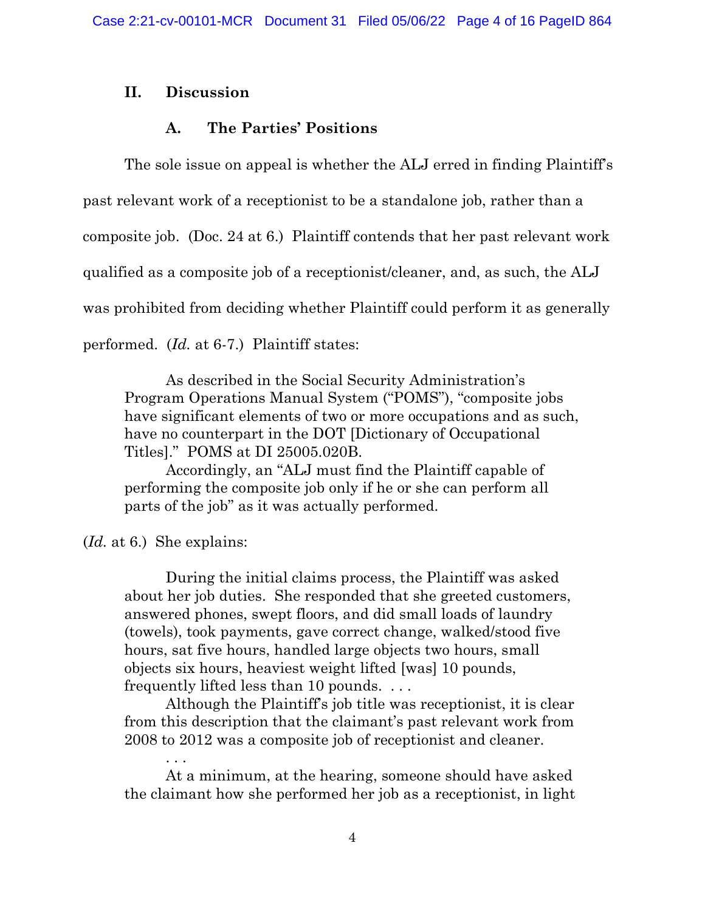## II. Discussion

### A. The Parties' Positions

The sole issue on appeal is whether the ALJ erred in finding Plaintiff's past relevant work of a receptionist to be a standalone job, rather than a composite job. (Doc. 24 at 6.) Plaintiff contends that her past relevant work qualified as a composite job of a receptionist/cleaner, and, as such, the ALJ was prohibited from deciding whether Plaintiff could perform it as generally performed. (*Id.* at 6-7.) Plaintiff states:

> As described in the Social Security Administration's Program Operations Manual System ("POMS"), "composite jobs have significant elements of two or more occupations and as such, have no counterpart in the DOT [Dictionary of Occupational Titles]." POMS at DI 25005.020B.
>
> Accordingly, an "ALJ must find the Plaintiff capable of performing the composite job only if he or she can perform all parts of the job" as it was actually performed.

(*Id.* at 6.) She explains:

> During the initial claims process, the Plaintiff was asked about her job duties. She responded that she greeted customers, answered phones, swept floors, and did small loads of laundry (towels), took payments, gave correct change, walked/stood five hours, sat five hours, handled large objects two hours, small objects six hours, heaviest weight lifted [was] 10 pounds, frequently lifted less than 10 pounds. . . .
>
> Although the Plaintiff's job title was receptionist, it is clear from this description that the claimant's past relevant work from 2008 to 2012 was a composite job of receptionist and cleaner.
>
> . . .
>
> At a minimum, at the hearing, someone should have asked the claimant how she performed her job as a receptionist, in light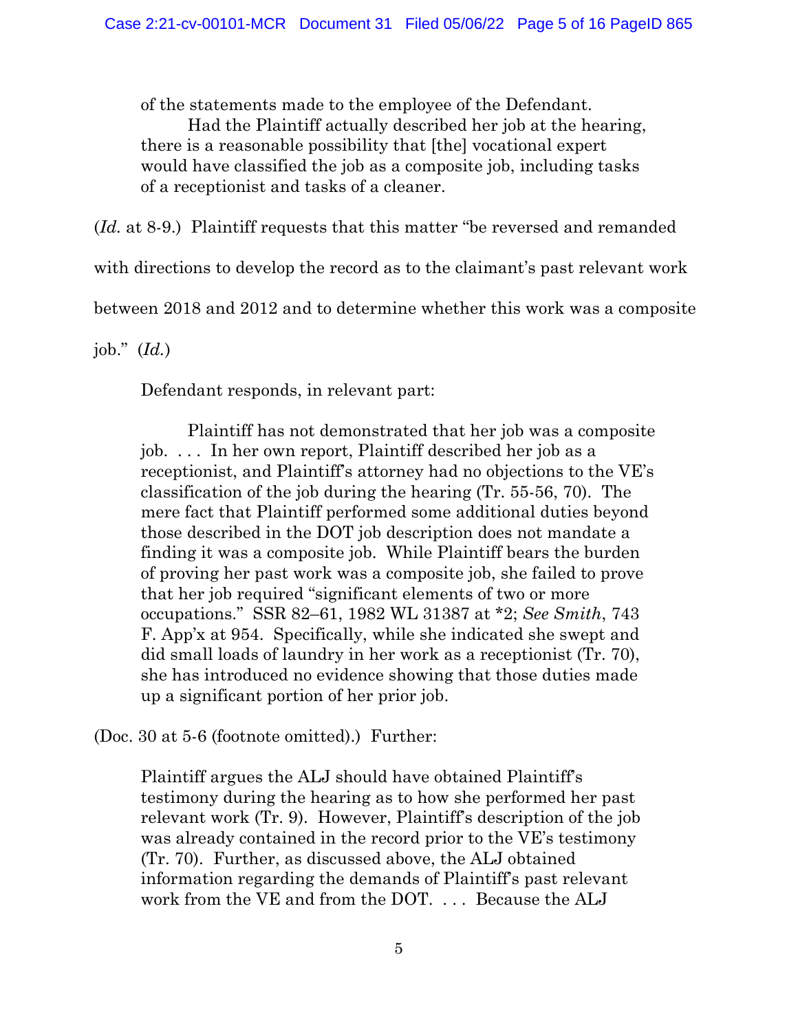of the statements made to the employee of the Defendant.

> Had the Plaintiff actually described her job at the hearing, there is a reasonable possibility that [the] vocational expert would have classified the job as a composite job, including tasks of a receptionist and tasks of a cleaner.

(*Id.* at 8-9.) Plaintiff requests that this matter "be reversed and remanded with directions to develop the record as to the claimant's past relevant work between 2018 and 2012 and to determine whether this work was a composite job." (*Id.*)

Defendant responds, in relevant part:

> Plaintiff has not demonstrated that her job was a composite job. . . . In her own report, Plaintiff described her job as a receptionist, and Plaintiff's attorney had no objections to the VE's classification of the job during the hearing (Tr. 55-56, 70). The mere fact that Plaintiff performed some additional duties beyond those described in the DOT job description does not mandate a finding it was a composite job. While Plaintiff bears the burden of proving her past work was a composite job, she failed to prove that her job required "significant elements of two or more occupations." SSR 82–61, 1982 WL 31387 at *2; *See Smith*, 743 F. App'x at 954. Specifically, while she indicated she swept and did small loads of laundry in her work as a receptionist (Tr. 70), she has introduced no evidence showing that those duties made up a significant portion of her prior job.

(Doc. 30 at 5-6 (footnote omitted).) Further:

> Plaintiff argues the ALJ should have obtained Plaintiff's testimony during the hearing as to how she performed her past relevant work (Tr. 9). However, Plaintiff's description of the job was already contained in the record prior to the VE's testimony (Tr. 70). Further, as discussed above, the ALJ obtained information regarding the demands of Plaintiff's past relevant work from the VE and from the DOT. . . . Because the ALJ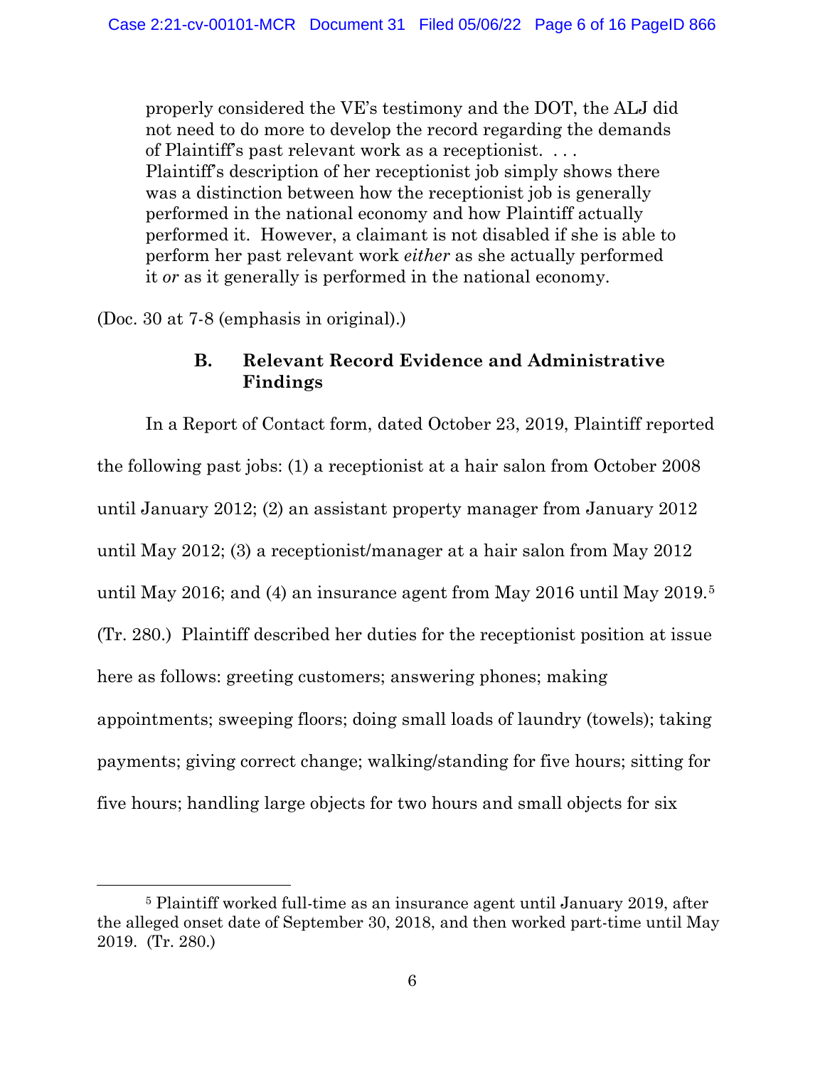> properly considered the VE's testimony and the DOT, the ALJ did not need to do more to develop the record regarding the demands of Plaintiff's past relevant work as a receptionist. . . . Plaintiff's description of her receptionist job simply shows there was a distinction between how the receptionist job is generally performed in the national economy and how Plaintiff actually performed it. However, a claimant is not disabled if she is able to perform her past relevant work *either* as she actually performed it *or* as it generally is performed in the national economy.

(Doc. 30 at 7-8 (emphasis in original).)

### B. Relevant Record Evidence and Administrative Findings

In a Report of Contact form, dated October 23, 2019, Plaintiff reported the following past jobs: (1) a receptionist at a hair salon from October 2008 until January 2012; (2) an assistant property manager from January 2012 until May 2012; (3) a receptionist/manager at a hair salon from May 2012 until May 2016; and (4) an insurance agent from May 2016 until May 2019.[5] (Tr. 280.) Plaintiff described her duties for the receptionist position at issue here as follows: greeting customers; answering phones; making appointments; sweeping floors; doing small loads of laundry (towels); taking payments; giving correct change; walking/standing for five hours; sitting for five hours; handling large objects for two hours and small objects for six

[5] Plaintiff worked full-time as an insurance agent until January 2019, after the alleged onset date of September 30, 2018, and then worked part-time until May 2019. (Tr. 280.)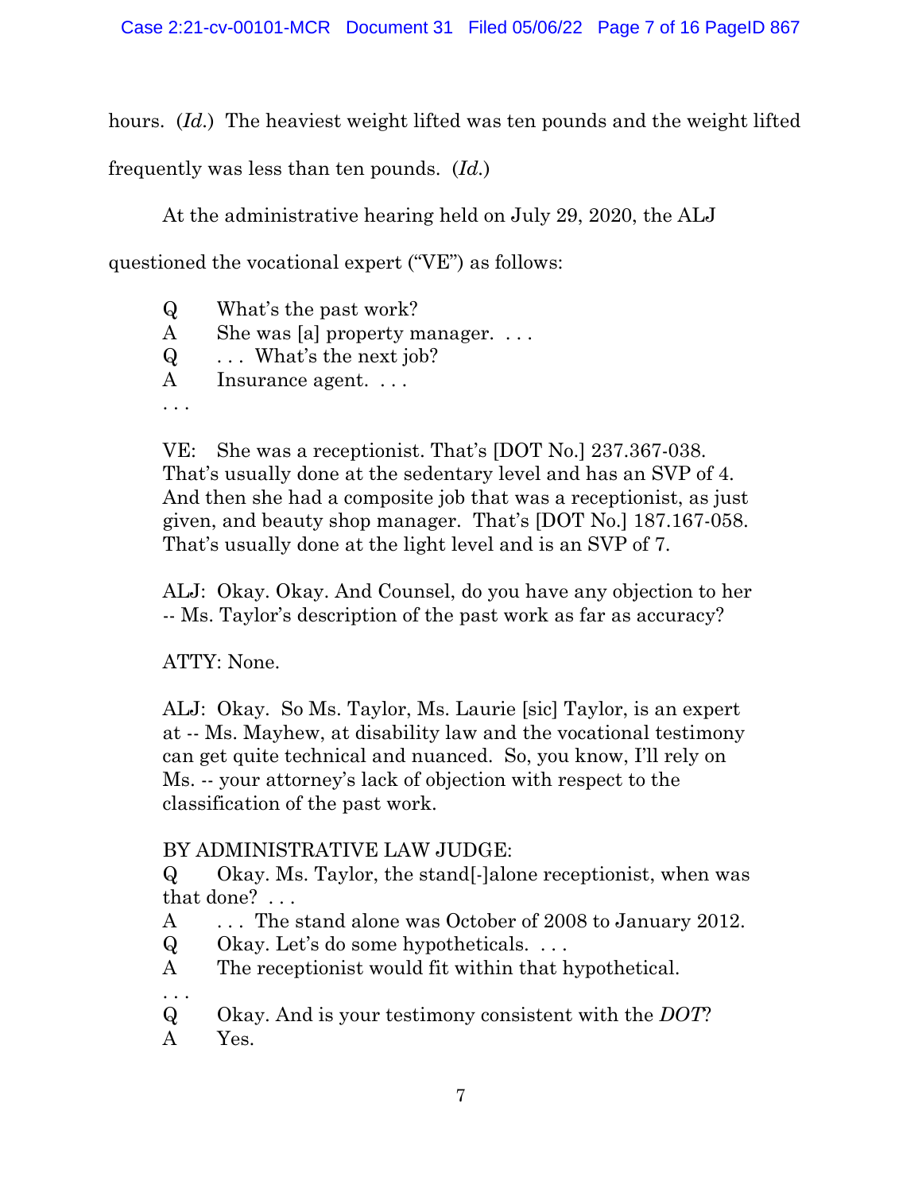hours. (*Id.*) The heaviest weight lifted was ten pounds and the weight lifted frequently was less than ten pounds. (*Id.*)

At the administrative hearing held on July 29, 2020, the ALJ questioned the vocational expert ("VE") as follows:

> Q What's the past work?
> A She was [a] property manager. . . .
> Q . . . What's the next job?
> A Insurance agent. . . .
> . . .
>
> VE: She was a receptionist. That's [DOT No.] 237.367-038. That's usually done at the sedentary level and has an SVP of 4. And then she had a composite job that was a receptionist, as just given, and beauty shop manager. That's [DOT No.] 187.167-058. That's usually done at the light level and is an SVP of 7.
>
> ALJ: Okay. Okay. And Counsel, do you have any objection to her -- Ms. Taylor's description of the past work as far as accuracy?
>
> ATTY: None.
>
> ALJ: Okay. So Ms. Taylor, Ms. Laurie [sic] Taylor, is an expert at -- Ms. Mayhew, at disability law and the vocational testimony can get quite technical and nuanced. So, you know, I'll rely on Ms. -- your attorney's lack of objection with respect to the classification of the past work.
>
> BY ADMINISTRATIVE LAW JUDGE:
> Q Okay. Ms. Taylor, the stand[-]alone receptionist, when was that done? . . .
> A . . . The stand alone was October of 2008 to January 2012.
> Q Okay. Let's do some hypotheticals. . . .
> A The receptionist would fit within that hypothetical.
> . . .
> Q Okay. And is your testimony consistent with the *DOT*?
> A Yes.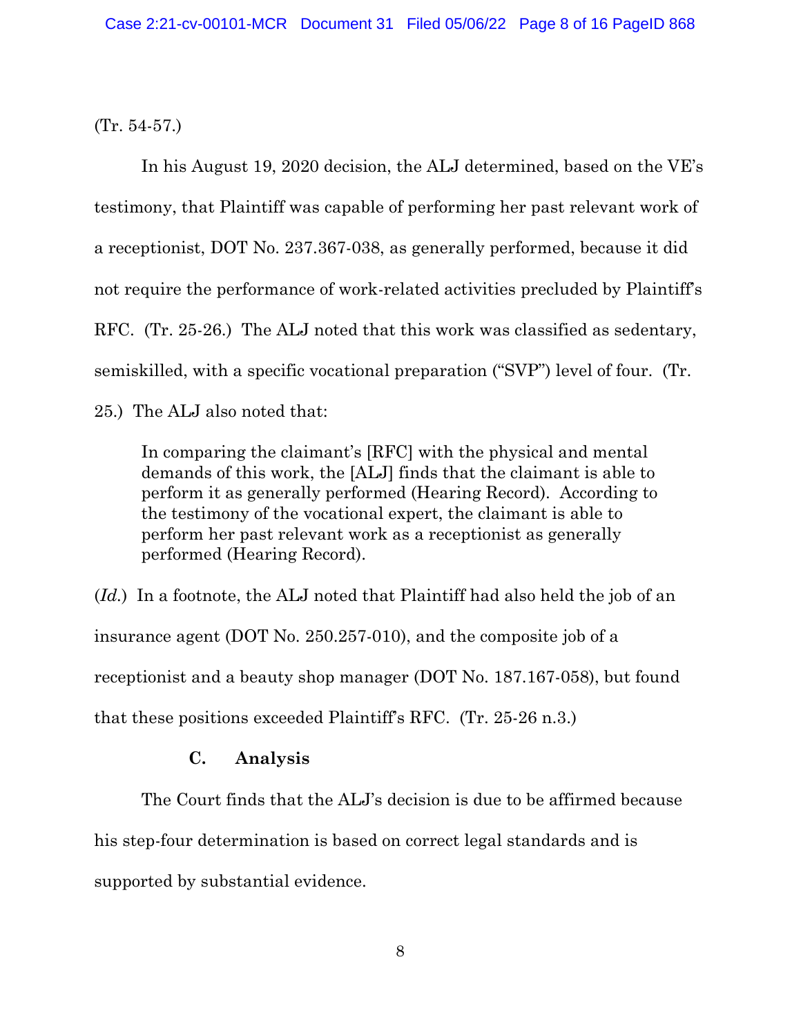(Tr. 54-57.)

In his August 19, 2020 decision, the ALJ determined, based on the VE's testimony, that Plaintiff was capable of performing her past relevant work of a receptionist, DOT No. 237.367-038, as generally performed, because it did not require the performance of work-related activities precluded by Plaintiff's RFC. (Tr. 25-26.) The ALJ noted that this work was classified as sedentary, semiskilled, with a specific vocational preparation ("SVP") level of four. (Tr. 25.) The ALJ also noted that:

> In comparing the claimant's [RFC] with the physical and mental demands of this work, the [ALJ] finds that the claimant is able to perform it as generally performed (Hearing Record). According to the testimony of the vocational expert, the claimant is able to perform her past relevant work as a receptionist as generally performed (Hearing Record).

(*Id.*) In a footnote, the ALJ noted that Plaintiff had also held the job of an insurance agent (DOT No. 250.257-010), and the composite job of a receptionist and a beauty shop manager (DOT No. 187.167-058), but found that these positions exceeded Plaintiff's RFC. (Tr. 25-26 n.3.)

### C. Analysis

The Court finds that the ALJ's decision is due to be affirmed because his step-four determination is based on correct legal standards and is supported by substantial evidence.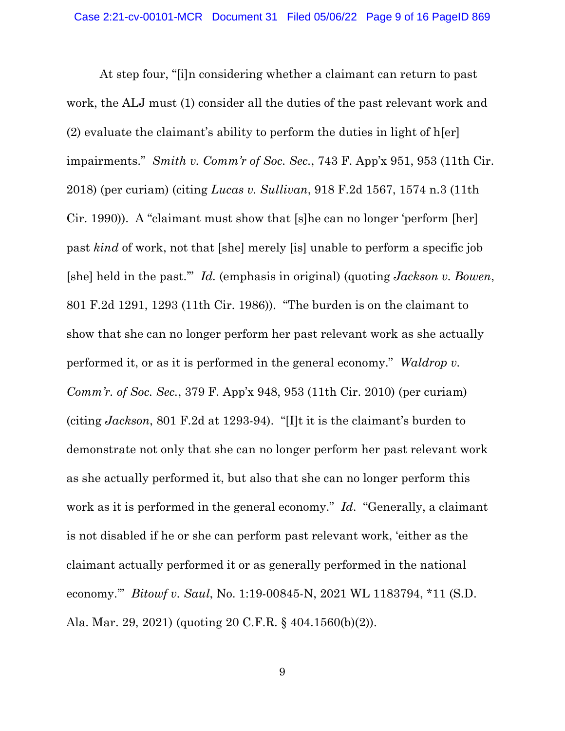At step four, "[i]n considering whether a claimant can return to past work, the ALJ must (1) consider all the duties of the past relevant work and (2) evaluate the claimant's ability to perform the duties in light of h[er] impairments." *Smith v. Comm'r of Soc. Sec.*, 743 F. App'x 951, 953 (11th Cir. 2018) (per curiam) (citing *Lucas v. Sullivan*, 918 F.2d 1567, 1574 n.3 (11th Cir. 1990)). A "claimant must show that [s]he can no longer 'perform [her] past *kind* of work, not that [she] merely [is] unable to perform a specific job [she] held in the past.'" *Id.* (emphasis in original) (quoting *Jackson v. Bowen*, 801 F.2d 1291, 1293 (11th Cir. 1986)). "The burden is on the claimant to show that she can no longer perform her past relevant work as she actually performed it, or as it is performed in the general economy." *Waldrop v. Comm'r. of Soc. Sec.*, 379 F. App'x 948, 953 (11th Cir. 2010) (per curiam) (citing *Jackson*, 801 F.2d at 1293-94). "[I]t it is the claimant's burden to demonstrate not only that she can no longer perform her past relevant work as she actually performed it, but also that she can no longer perform this work as it is performed in the general economy." *Id*. "Generally, a claimant is not disabled if he or she can perform past relevant work, 'either as the claimant actually performed it or as generally performed in the national economy.'" *Bitowf v. Saul*, No. 1:19-00845-N, 2021 WL 1183794, \*11 (S.D. Ala. Mar. 29, 2021) (quoting 20 C.F.R. § 404.1560(b)(2)).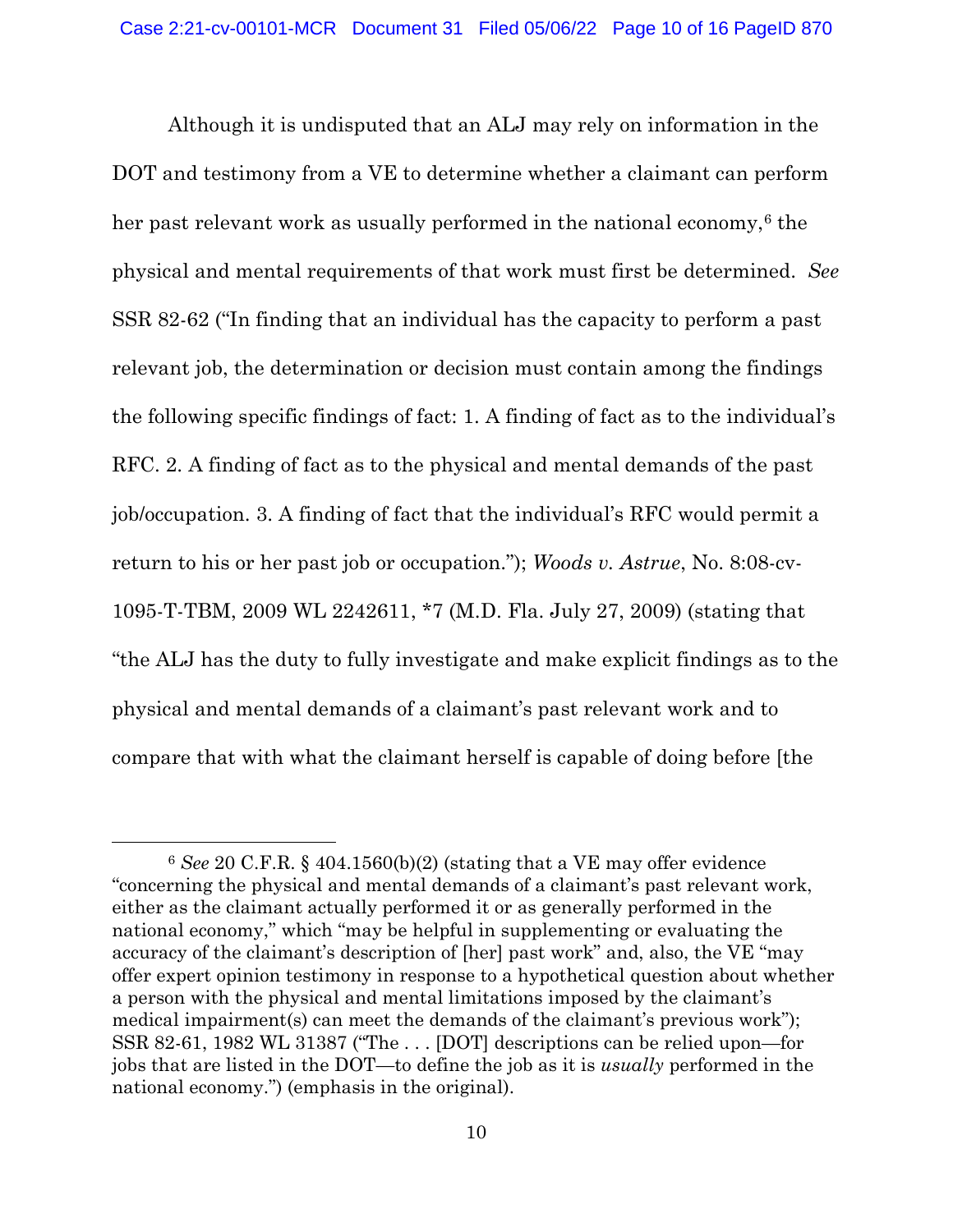Although it is undisputed that an ALJ may rely on information in the DOT and testimony from a VE to determine whether a claimant can perform her past relevant work as usually performed in the national economy,[6] the physical and mental requirements of that work must first be determined. *See* SSR 82-62 ("In finding that an individual has the capacity to perform a past relevant job, the determination or decision must contain among the findings the following specific findings of fact: 1. A finding of fact as to the individual's RFC. 2. A finding of fact as to the physical and mental demands of the past job/occupation. 3. A finding of fact that the individual's RFC would permit a return to his or her past job or occupation."); *Woods v. Astrue*, No. 8:08-cv-1095-T-TBM, 2009 WL 2242611, \*7 (M.D. Fla. July 27, 2009) (stating that "the ALJ has the duty to fully investigate and make explicit findings as to the physical and mental demands of a claimant's past relevant work and to compare that with what the claimant herself is capable of doing before [the

---

[6] *See* 20 C.F.R. § 404.1560(b)(2) (stating that a VE may offer evidence "concerning the physical and mental demands of a claimant's past relevant work, either as the claimant actually performed it or as generally performed in the national economy," which "may be helpful in supplementing or evaluating the accuracy of the claimant's description of [her] past work" and, also, the VE "may offer expert opinion testimony in response to a hypothetical question about whether a person with the physical and mental limitations imposed by the claimant's medical impairment(s) can meet the demands of the claimant's previous work"); SSR 82-61, 1982 WL 31387 ("The . . . [DOT] descriptions can be relied upon—for jobs that are listed in the DOT—to define the job as it is *usually* performed in the national economy.") (emphasis in the original).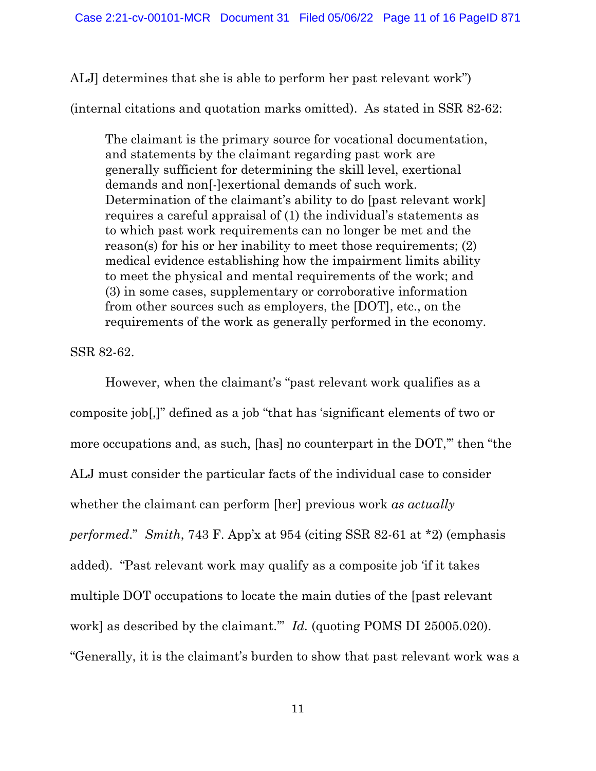ALJ] determines that she is able to perform her past relevant work") (internal citations and quotation marks omitted). As stated in SSR 82-62:

> The claimant is the primary source for vocational documentation, and statements by the claimant regarding past work are generally sufficient for determining the skill level, exertional demands and non[-]exertional demands of such work. Determination of the claimant's ability to do [past relevant work] requires a careful appraisal of (1) the individual's statements as to which past work requirements can no longer be met and the reason(s) for his or her inability to meet those requirements; (2) medical evidence establishing how the impairment limits ability to meet the physical and mental requirements of the work; and (3) in some cases, supplementary or corroborative information from other sources such as employers, the [DOT], etc., on the requirements of the work as generally performed in the economy.

SSR 82-62.

However, when the claimant's "past relevant work qualifies as a composite job[,]" defined as a job "that has 'significant elements of two or more occupations and, as such, [has] no counterpart in the DOT,'" then "the ALJ must consider the particular facts of the individual case to consider whether the claimant can perform [her] previous work *as actually performed*." *Smith*, 743 F. App'x at 954 (citing SSR 82-61 at *2) (emphasis added). "Past relevant work may qualify as a composite job 'if it takes multiple DOT occupations to locate the main duties of the [past relevant work] as described by the claimant.'" *Id.* (quoting POMS DI 25005.020). "Generally, it is the claimant's burden to show that past relevant work was a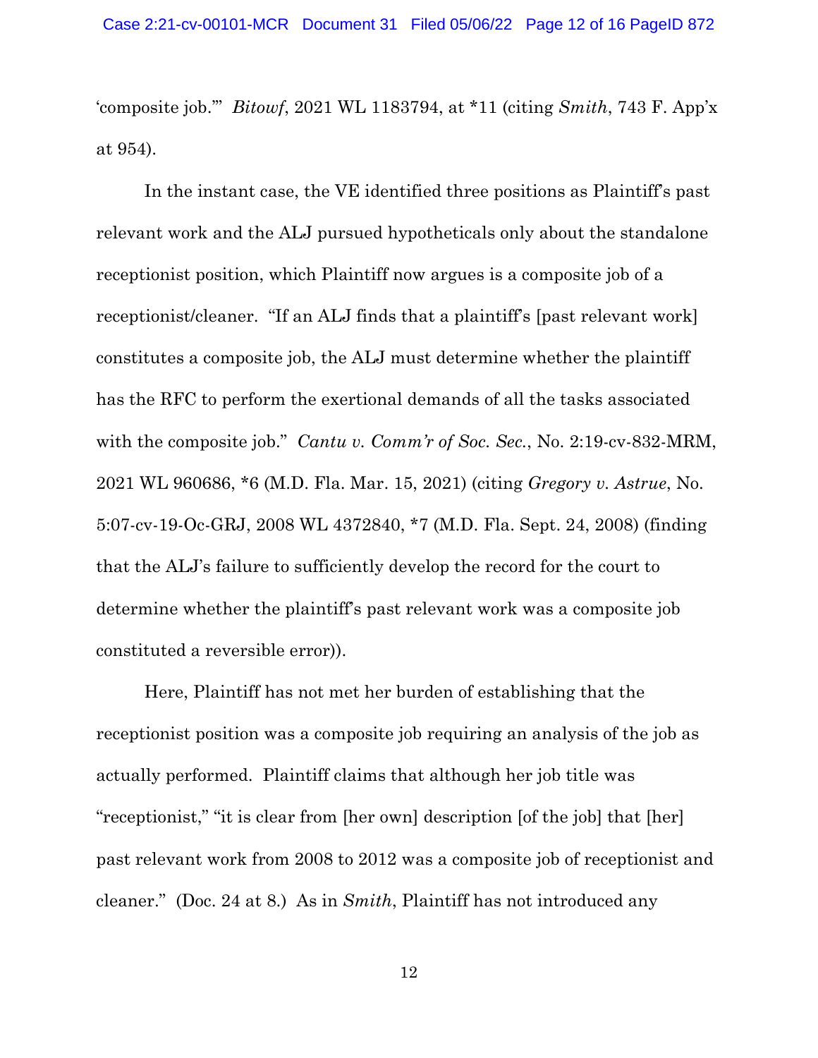'composite job.'" *Bitowf*, 2021 WL 1183794, at *11 (citing *Smith*, 743 F. App'x at 954).

In the instant case, the VE identified three positions as Plaintiff's past relevant work and the ALJ pursued hypotheticals only about the standalone receptionist position, which Plaintiff now argues is a composite job of a receptionist/cleaner. "If an ALJ finds that a plaintiff's [past relevant work] constitutes a composite job, the ALJ must determine whether the plaintiff has the RFC to perform the exertional demands of all the tasks associated with the composite job." *Cantu v. Comm'r of Soc. Sec.*, No. 2:19-cv-832-MRM, 2021 WL 960686, *6 (M.D. Fla. Mar. 15, 2021) (citing *Gregory v. Astrue*, No. 5:07-cv-19-Oc-GRJ, 2008 WL 4372840, *7 (M.D. Fla. Sept. 24, 2008) (finding that the ALJ's failure to sufficiently develop the record for the court to determine whether the plaintiff's past relevant work was a composite job constituted a reversible error)).

Here, Plaintiff has not met her burden of establishing that the receptionist position was a composite job requiring an analysis of the job as actually performed. Plaintiff claims that although her job title was "receptionist," "it is clear from [her own] description [of the job] that [her] past relevant work from 2008 to 2012 was a composite job of receptionist and cleaner." (Doc. 24 at 8.) As in *Smith*, Plaintiff has not introduced any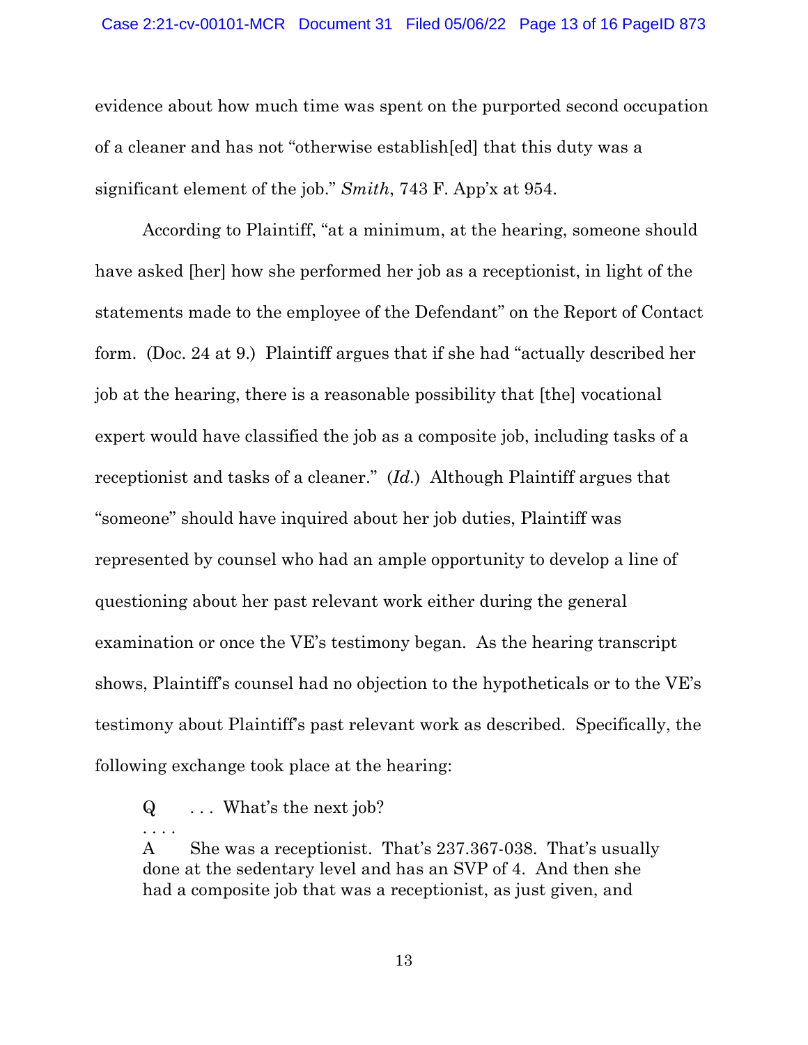evidence about how much time was spent on the purported second occupation of a cleaner and has not "otherwise establish[ed] that this duty was a significant element of the job." *Smith*, 743 F. App'x at 954.

According to Plaintiff, "at a minimum, at the hearing, someone should have asked [her] how she performed her job as a receptionist, in light of the statements made to the employee of the Defendant" on the Report of Contact form. (Doc. 24 at 9.) Plaintiff argues that if she had "actually described her job at the hearing, there is a reasonable possibility that [the] vocational expert would have classified the job as a composite job, including tasks of a receptionist and tasks of a cleaner." (*Id.*) Although Plaintiff argues that "someone" should have inquired about her job duties, Plaintiff was represented by counsel who had an ample opportunity to develop a line of questioning about her past relevant work either during the general examination or once the VE's testimony began. As the hearing transcript shows, Plaintiff's counsel had no objection to the hypotheticals or to the VE's testimony about Plaintiff's past relevant work as described. Specifically, the following exchange took place at the hearing:

> Q . . . What's the next job?
>
> . . . .
>
> A She was a receptionist. That's 237.367-038. That's usually done at the sedentary level and has an SVP of 4. And then she had a composite job that was a receptionist, as just given, and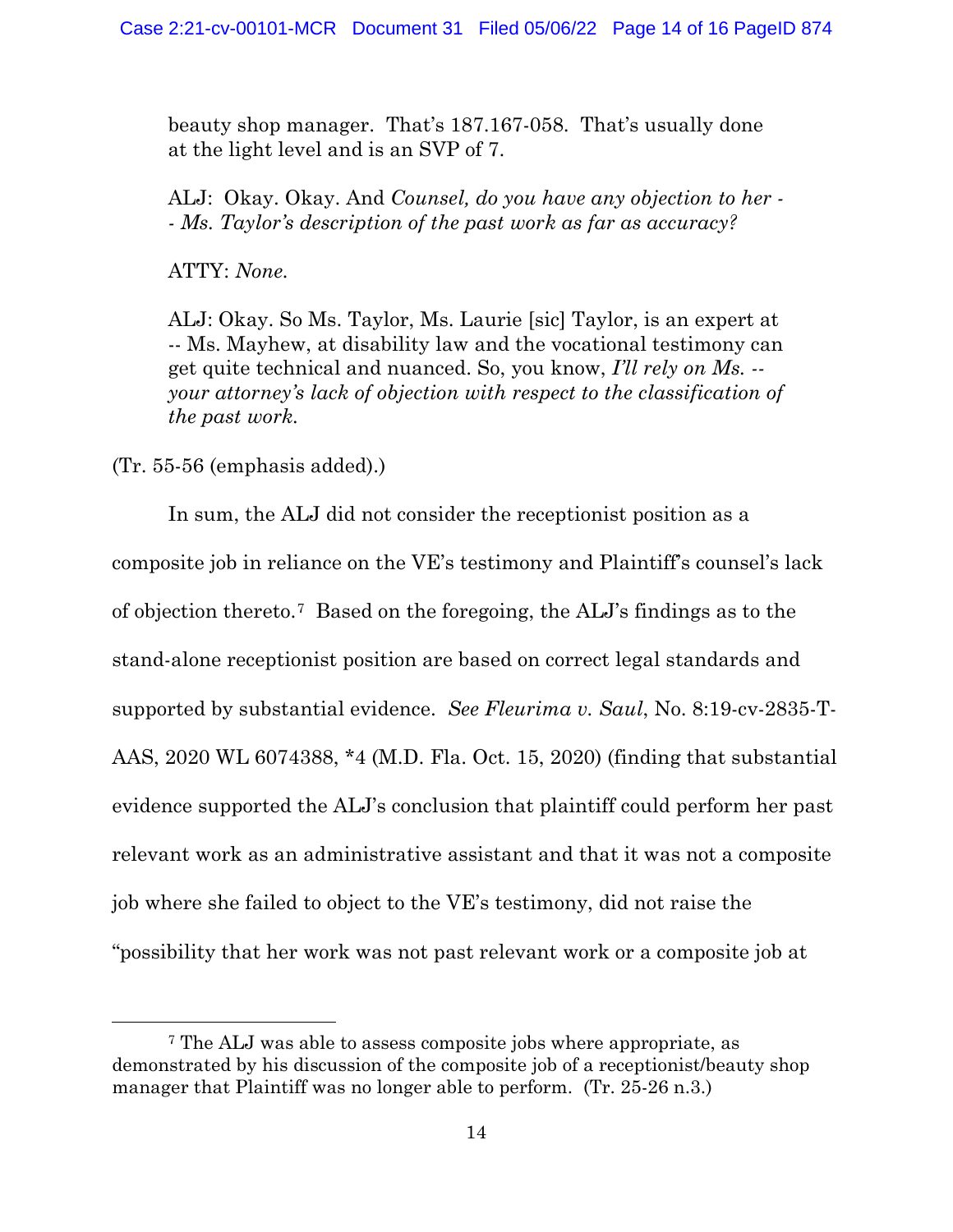beauty shop manager. That's 187.167-058. That's usually done at the light level and is an SVP of 7.

ALJ: Okay. Okay. And *Counsel, do you have any objection to her -- Ms. Taylor's description of the past work as far as accuracy?*

ATTY: *None.*

ALJ: Okay. So Ms. Taylor, Ms. Laurie [sic] Taylor, is an expert at -- Ms. Mayhew, at disability law and the vocational testimony can get quite technical and nuanced. So, you know, *I'll rely on Ms. -- your attorney's lack of objection with respect to the classification of the past work.*

(Tr. 55-56 (emphasis added).)

In sum, the ALJ did not consider the receptionist position as a composite job in reliance on the VE's testimony and Plaintiff's counsel's lack of objection thereto.[7] Based on the foregoing, the ALJ's findings as to the stand-alone receptionist position are based on correct legal standards and supported by substantial evidence. *See Fleurima v. Saul*, No. 8:19-cv-2835-T-AAS, 2020 WL 6074388, *4 (M.D. Fla. Oct. 15, 2020) (finding that substantial evidence supported the ALJ's conclusion that plaintiff could perform her past relevant work as an administrative assistant and that it was not a composite job where she failed to object to the VE's testimony, did not raise the "possibility that her work was not past relevant work or a composite job at

[7] The ALJ was able to assess composite jobs where appropriate, as demonstrated by his discussion of the composite job of a receptionist/beauty shop manager that Plaintiff was no longer able to perform. (Tr. 25-26 n.3.)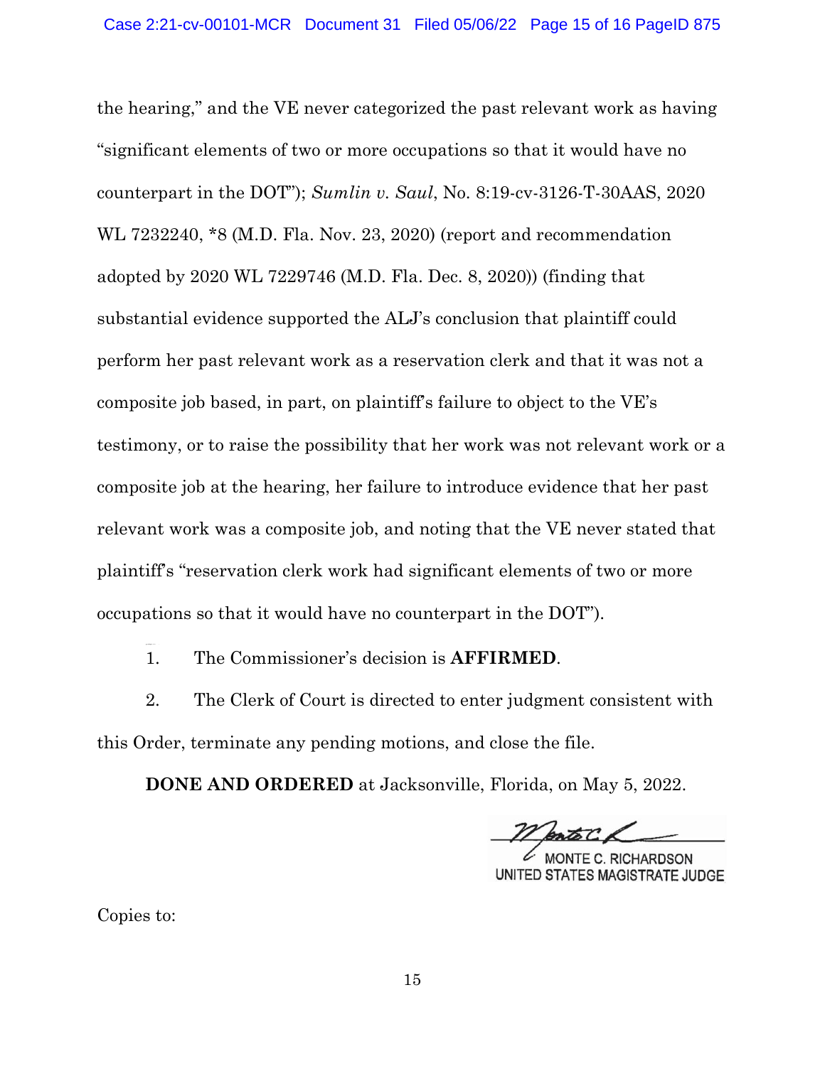the hearing," and the VE never categorized the past relevant work as having "significant elements of two or more occupations so that it would have no counterpart in the DOT"); *Sumlin v. Saul*, No. 8:19-cv-3126-T-30AAS, 2020 WL 7232240, *8 (M.D. Fla. Nov. 23, 2020) (report and recommendation adopted by 2020 WL 7229746 (M.D. Fla. Dec. 8, 2020)) (finding that substantial evidence supported the ALJ's conclusion that plaintiff could perform her past relevant work as a reservation clerk and that it was not a composite job based, in part, on plaintiff's failure to object to the VE's testimony, or to raise the possibility that her work was not relevant work or a composite job at the hearing, her failure to introduce evidence that her past relevant work was a composite job, and noting that the VE never stated that plaintiff's "reservation clerk work had significant elements of two or more occupations so that it would have no counterpart in the DOT").

1. The Commissioner's decision is **AFFIRMED**.

2. The Clerk of Court is directed to enter judgment consistent with this Order, terminate any pending motions, and close the file.

**DONE AND ORDERED** at Jacksonville, Florida, on May 5, 2022.

MONTE C. RICHARDSON
UNITED STATES MAGISTRATE JUDGE

Copies to: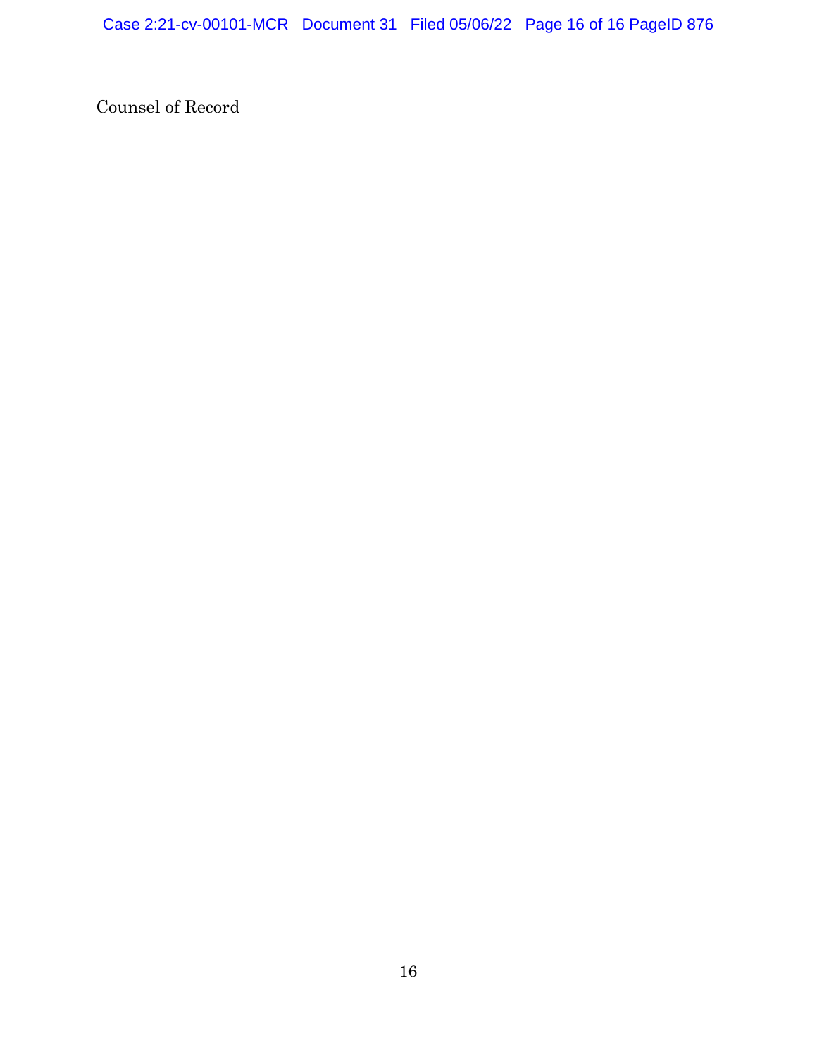Counsel of Record